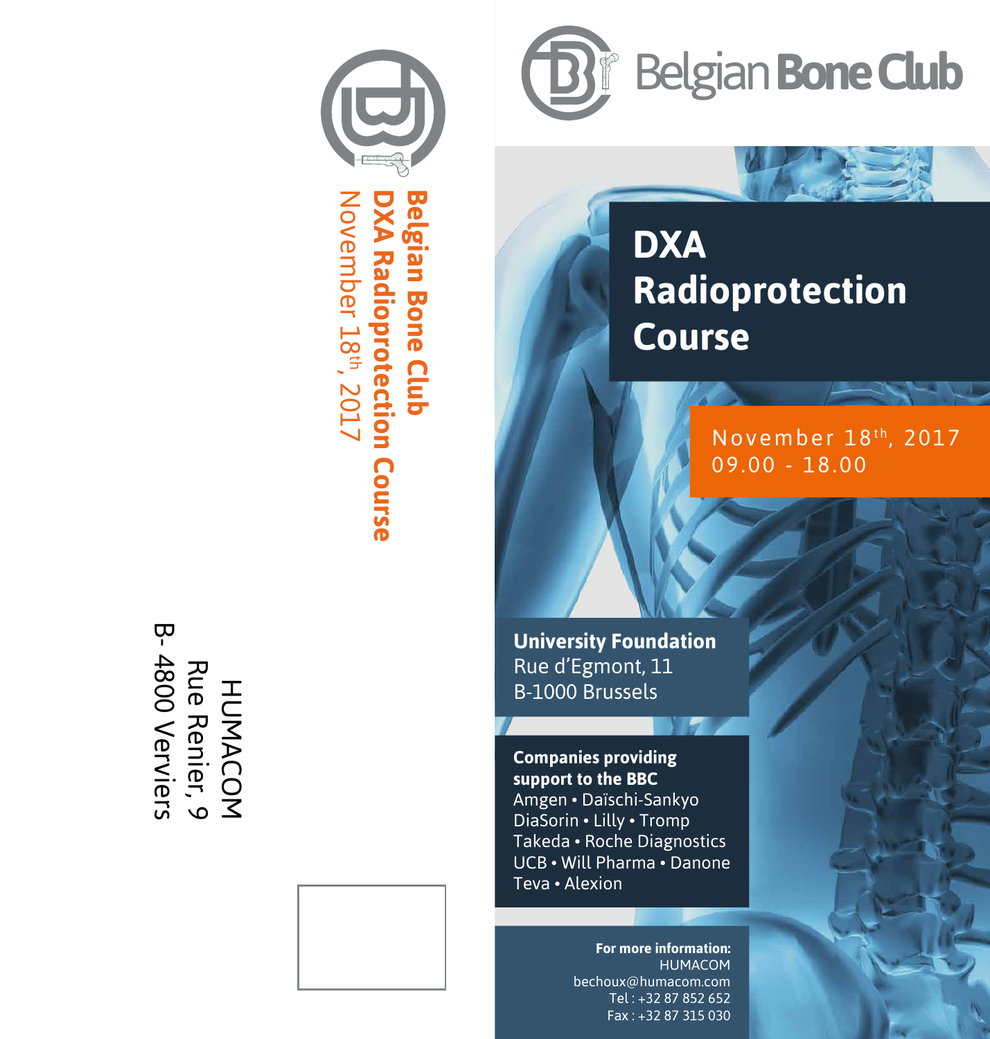Belgian Bone Club

# DXA Radioprotection Course

November 18th, 2017
09.00 - 18.00

**University Foundation**
Rue d'Egmont, 11
B-1000 Brussels

**Companies providing support to the BBC**
Amgen • Daïschi-Sankyo
DiaSorin • Lilly • Tromp
Takeda • Roche Diagnostics
UCB • Will Pharma • Danone
Teva • Alexion

**For more information:**
HUMACOM
bechoux@humacom.com
Tel : +32 87 852 652
Fax : +32 87 315 030

---

**Belgian Bone Club**
**DXA Radioprotection Course**
November 18th, 2017

HUMACOM
Rue Renier, 9
B- 4800 Verviers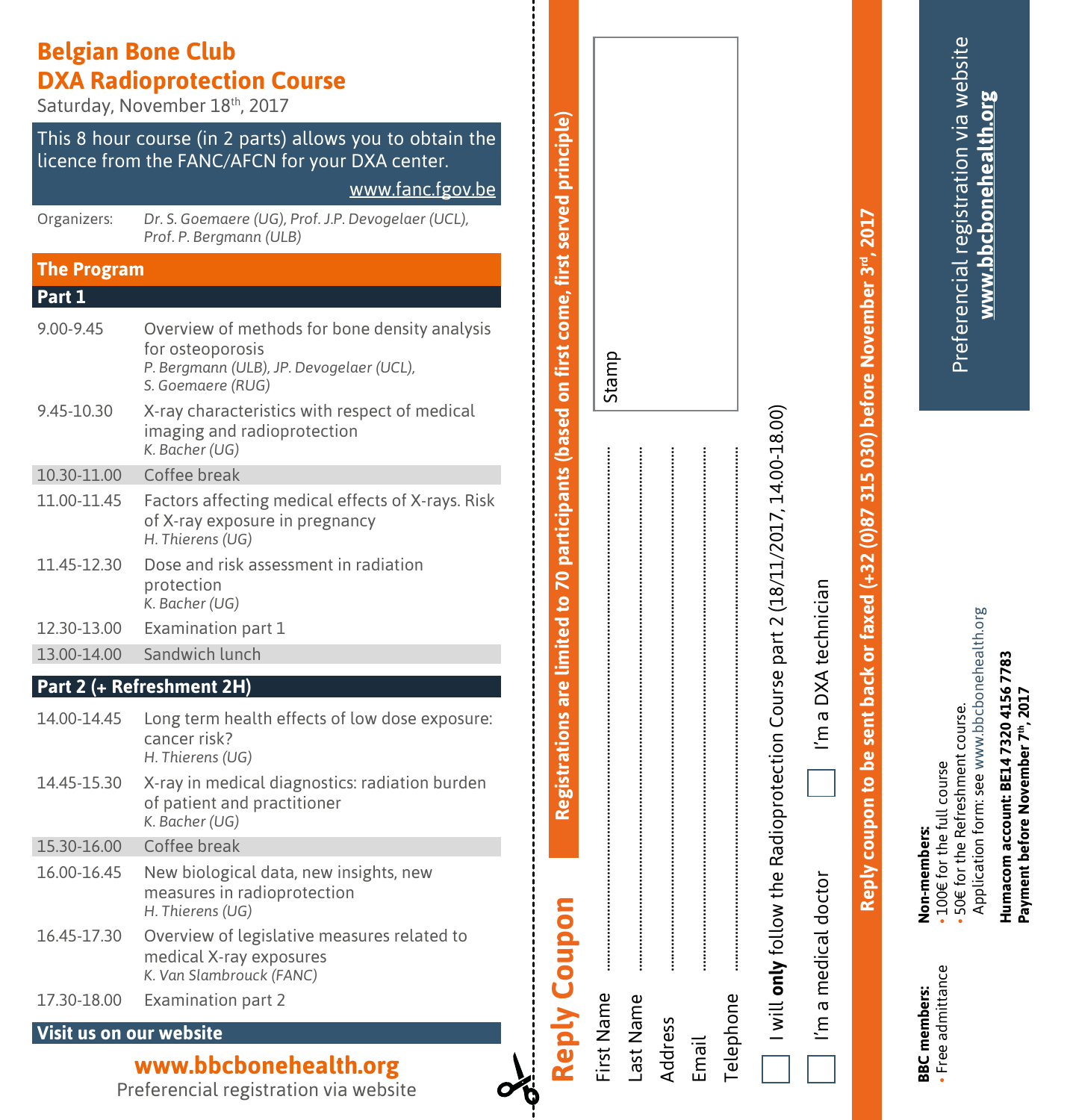# Belgian Bone Club
# DXA Radioprotection Course

Saturday, November 18th, 2017

This 8 hour course (in 2 parts) allows you to obtain the licence from the FANC/AFCN for your DXA center.

www.fanc.fgov.be

Organizers: *Dr. S. Goemaere (UG), Prof. J.P. Devogelaer (UCL), Prof. P. Bergmann (ULB)*

## The Program

### Part 1

| | |
|---|---|
| 9.00-9.45 | Overview of methods for bone density analysis for osteoporosis<br>*P. Bergmann (ULB), JP. Devogelaer (UCL), S. Goemaere (RUG)* |
| 9.45-10.30 | X-ray characteristics with respect of medical imaging and radioprotection<br>*K. Bacher (UG)* |
| 10.30-11.00 | Coffee break |
| 11.00-11.45 | Factors affecting medical effects of X-rays. Risk of X-ray exposure in pregnancy<br>*H. Thierens (UG)* |
| 11.45-12.30 | Dose and risk assessment in radiation protection<br>*K. Bacher (UG)* |
| 12.30-13.00 | Examination part 1 |
| 13.00-14.00 | Sandwich lunch |

### Part 2 (+ Refreshment 2H)

| | |
|---|---|
| 14.00-14.45 | Long term health effects of low dose exposure: cancer risk?<br>*H. Thierens (UG)* |
| 14.45-15.30 | X-ray in medical diagnostics: radiation burden of patient and practitioner<br>*K. Bacher (UG)* |
| 15.30-16.00 | Coffee break |
| 16.00-16.45 | New biological data, new insights, new measures in radioprotection<br>*H. Thierens (UG)* |
| 16.45-17.30 | Overview of legislative measures related to medical X-ray exposures<br>*K. Van Slambrouck (FANC)* |
| 17.30-18.00 | Examination part 2 |

**Visit us on our website**

**www.bbcbonehealth.org**

Preferencial registration via website

---

# Reply Coupon

**Registrations are limited to 70 participants (based on first come, first served principle)**

First Name ..........................................

Last Name ..........................................

Address ..........................................

Email ..........................................

Telephone ..........................................

Stamp

☐ I will **only** follow the Radioprotection Course part 2 (18/11/2017, 14.00-18.00)

☐ I'm a medical doctor ☐ I'm a DXA technician

**Reply coupon to be sent back or faxed (+32 (0)87 315 030) before November 3rd, 2017**

**BBC members:**
- Free admittance

**Non-members:**
- 100€ for the full course
- 50€ for the Refreshment course.

Application form: see www.bbcbonehealth.org

**Humacom account: BE14 7320 4156 7783**
**Payment before November 7th, 2017**

Preferencial registration via website
**www.bbcbonehealth.org**